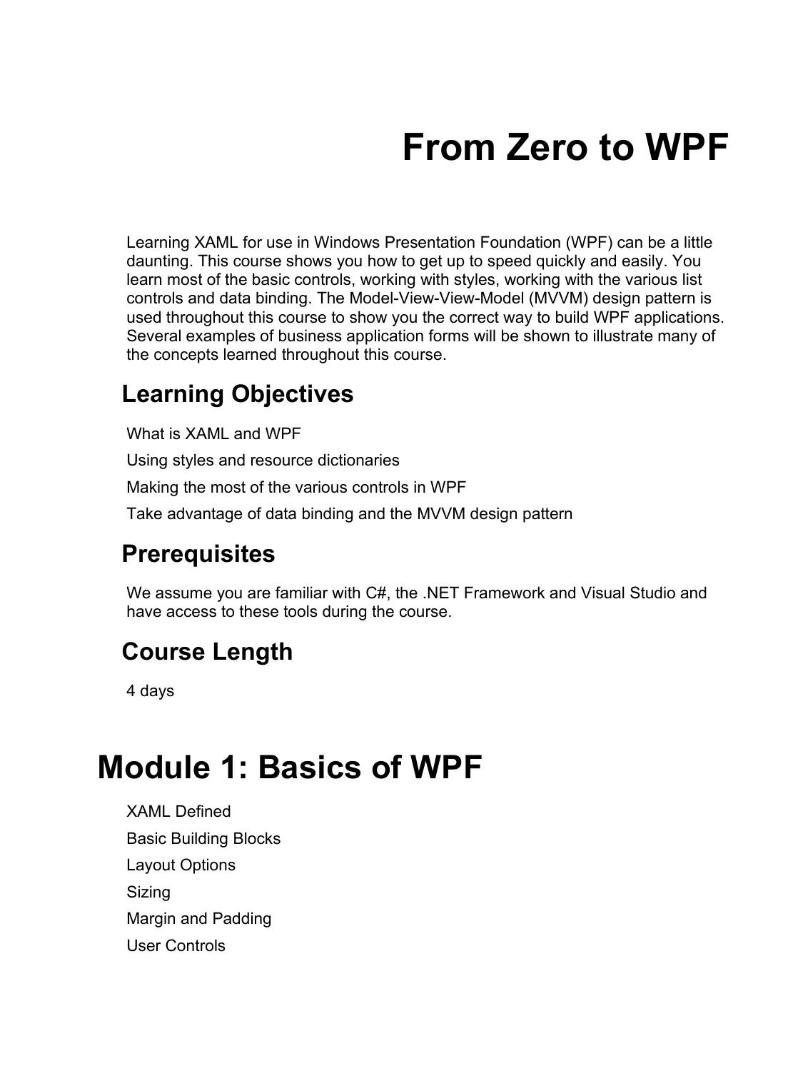# From Zero to WPF

Learning XAML for use in Windows Presentation Foundation (WPF) can be a little daunting. This course shows you how to get up to speed quickly and easily. You learn most of the basic controls, working with styles, working with the various list controls and data binding. The Model-View-View-Model (MVVM) design pattern is used throughout this course to show you the correct way to build WPF applications. Several examples of business application forms will be shown to illustrate many of the concepts learned throughout this course.

## Learning Objectives

What is XAML and WPF

Using styles and resource dictionaries

Making the most of the various controls in WPF

Take advantage of data binding and the MVVM design pattern

## Prerequisites

We assume you are familiar with C#, the .NET Framework and Visual Studio and have access to these tools during the course.

## Course Length

4 days

# Module 1: Basics of WPF

XAML Defined

Basic Building Blocks

Layout Options

Sizing

Margin and Padding

User Controls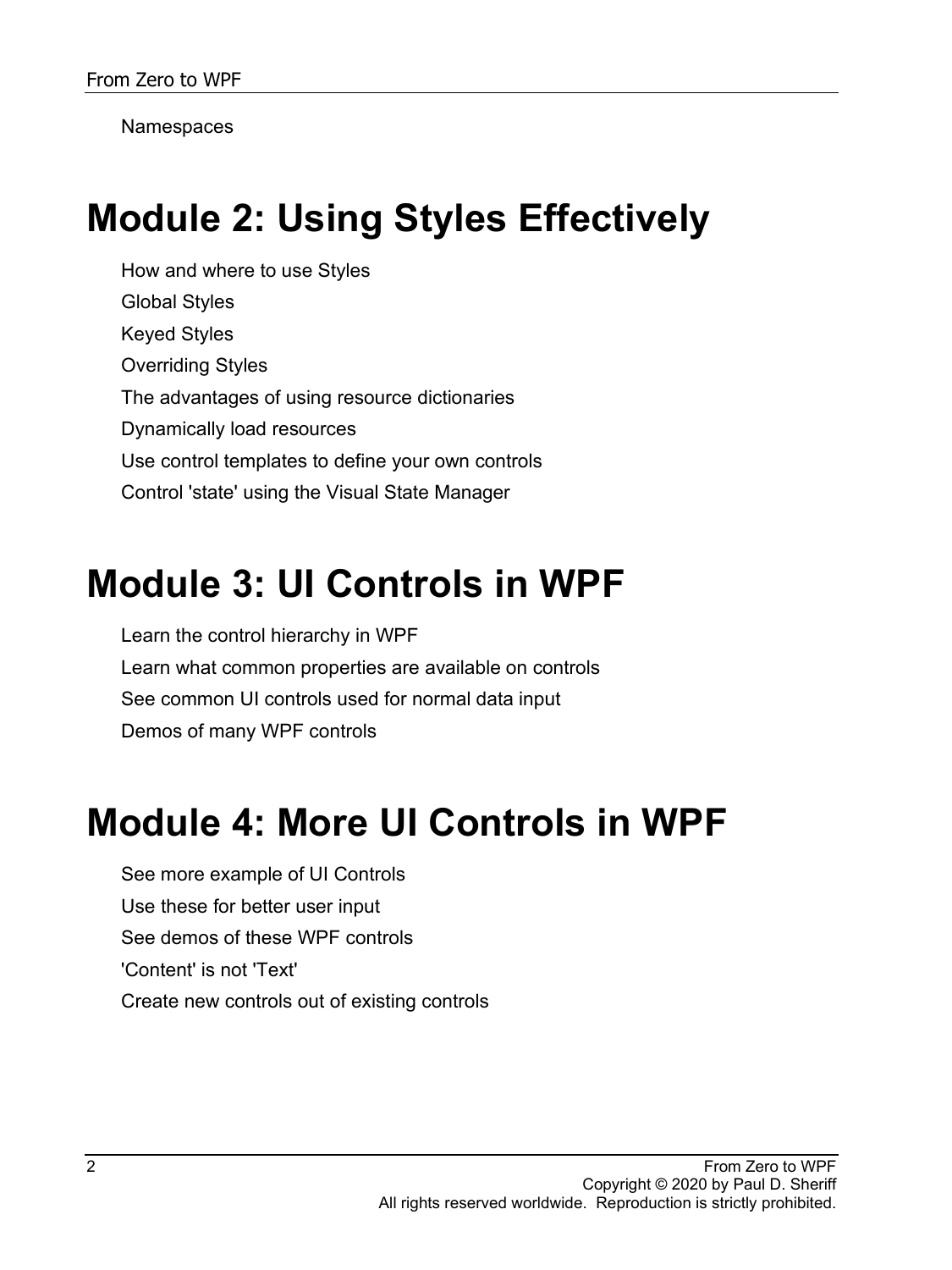Namespaces

# Module 2: Using Styles Effectively

How and where to use Styles

Global Styles

Keyed Styles

Overriding Styles

The advantages of using resource dictionaries

Dynamically load resources

Use control templates to define your own controls

Control 'state' using the Visual State Manager

# Module 3: UI Controls in WPF

Learn the control hierarchy in WPF

Learn what common properties are available on controls

See common UI controls used for normal data input

Demos of many WPF controls

# Module 4: More UI Controls in WPF

See more example of UI Controls

Use these for better user input

See demos of these WPF controls

'Content' is not 'Text'

Create new controls out of existing controls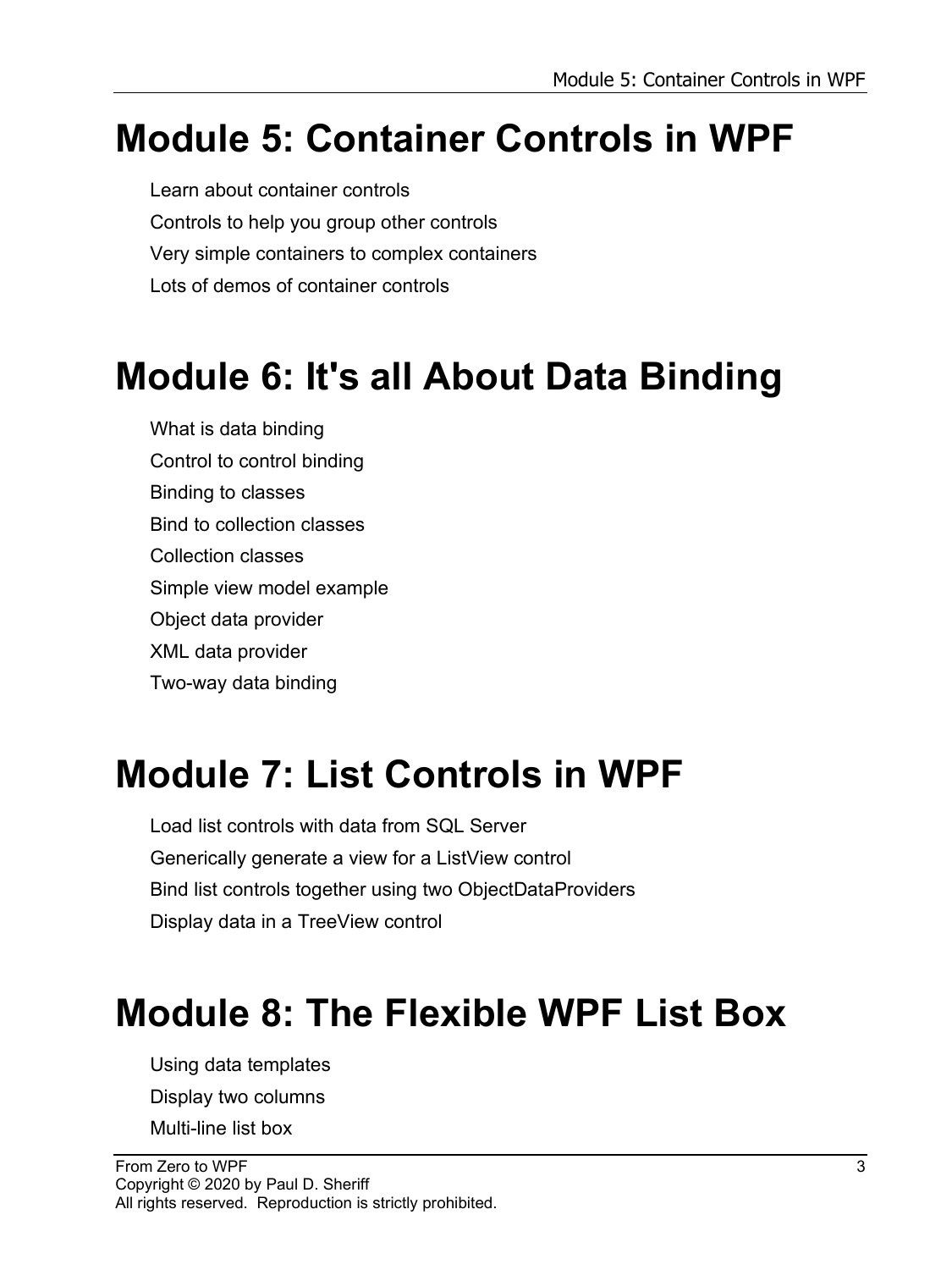# Module 5: Container Controls in WPF

Learn about container controls

Controls to help you group other controls

Very simple containers to complex containers

Lots of demos of container controls

# Module 6: It's all About Data Binding

What is data binding

Control to control binding

Binding to classes

Bind to collection classes

Collection classes

Simple view model example

Object data provider

XML data provider

Two-way data binding

# Module 7: List Controls in WPF

Load list controls with data from SQL Server

Generically generate a view for a ListView control

Bind list controls together using two ObjectDataProviders

Display data in a TreeView control

# Module 8: The Flexible WPF List Box

Using data templates

Display two columns

Multi-line list box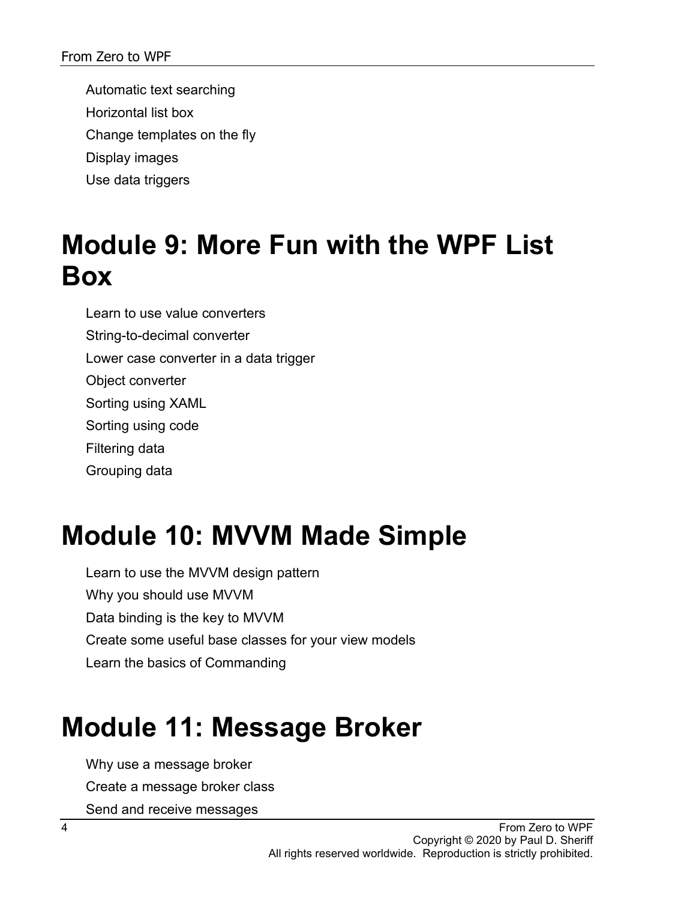Automatic text searching

Horizontal list box

Change templates on the fly

Display images

Use data triggers

# Module 9: More Fun with the WPF List Box

Learn to use value converters

String-to-decimal converter

Lower case converter in a data trigger

Object converter

Sorting using XAML

Sorting using code

Filtering data

Grouping data

# Module 10: MVVM Made Simple

Learn to use the MVVM design pattern

Why you should use MVVM

Data binding is the key to MVVM

Create some useful base classes for your view models

Learn the basics of Commanding

# Module 11: Message Broker

Why use a message broker

Create a message broker class

Send and receive messages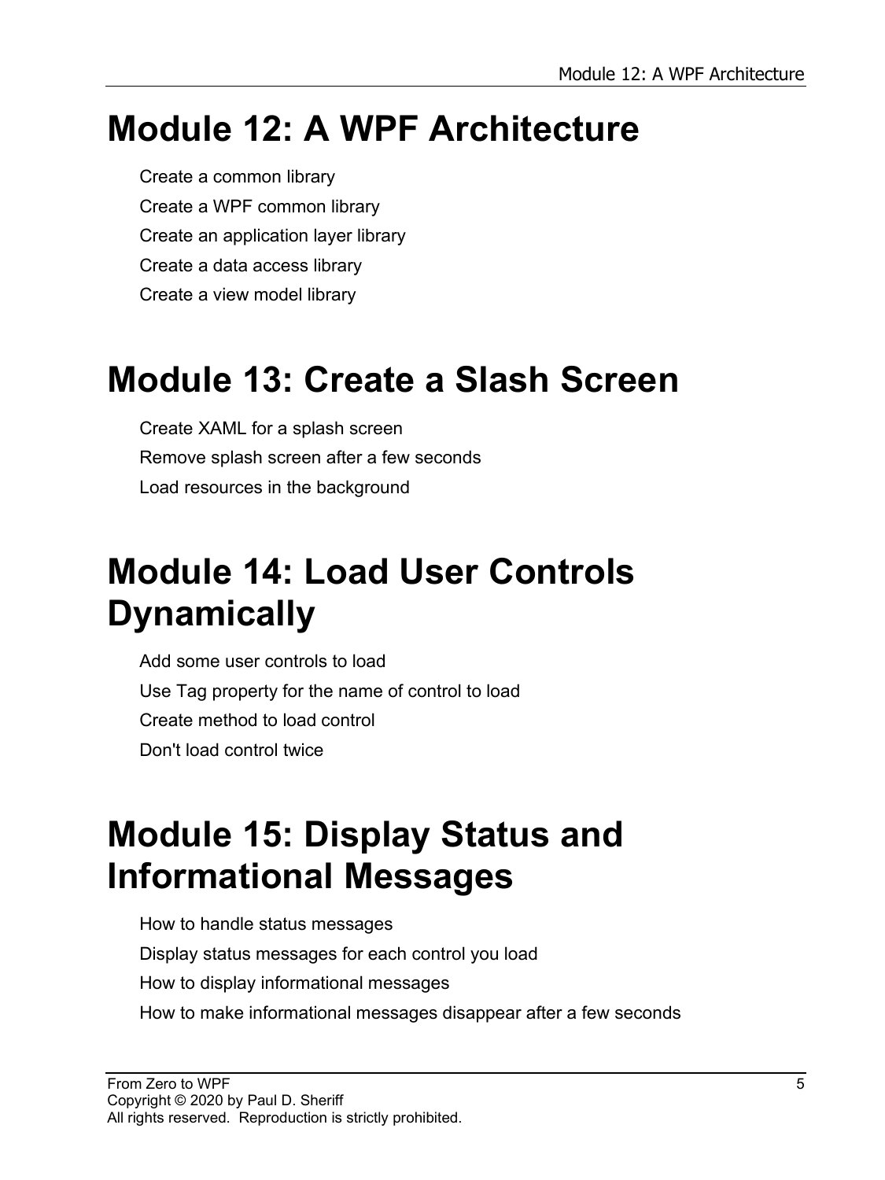# Module 12: A WPF Architecture

Create a common library

Create a WPF common library

Create an application layer library

Create a data access library

Create a view model library

# Module 13: Create a Slash Screen

Create XAML for a splash screen

Remove splash screen after a few seconds

Load resources in the background

# Module 14: Load User Controls Dynamically

Add some user controls to load

Use Tag property for the name of control to load

Create method to load control

Don't load control twice

# Module 15: Display Status and Informational Messages

How to handle status messages

Display status messages for each control you load

How to display informational messages

How to make informational messages disappear after a few seconds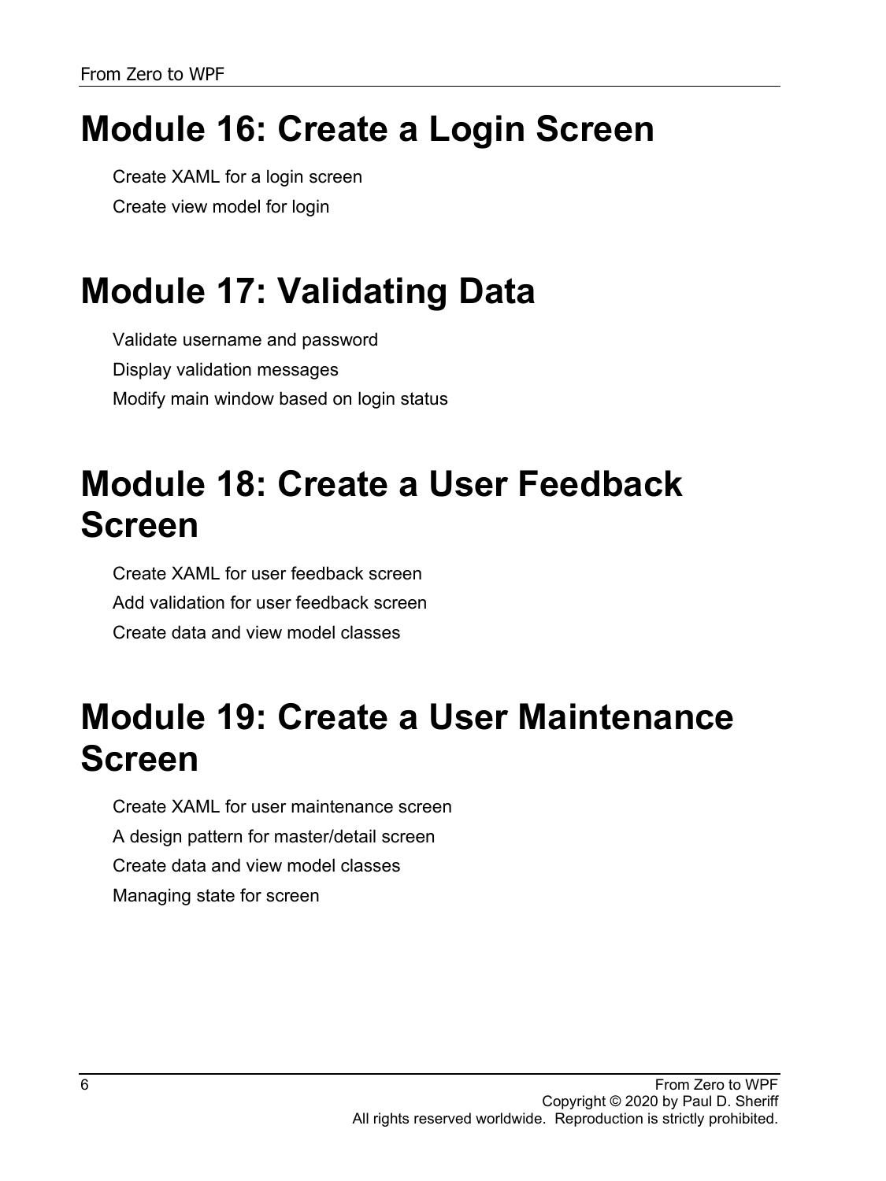# Module 16: Create a Login Screen

Create XAML for a login screen

Create view model for login

# Module 17: Validating Data

Validate username and password

Display validation messages

Modify main window based on login status

# Module 18: Create a User Feedback Screen

Create XAML for user feedback screen

Add validation for user feedback screen

Create data and view model classes

# Module 19: Create a User Maintenance Screen

Create XAML for user maintenance screen

A design pattern for master/detail screen

Create data and view model classes

Managing state for screen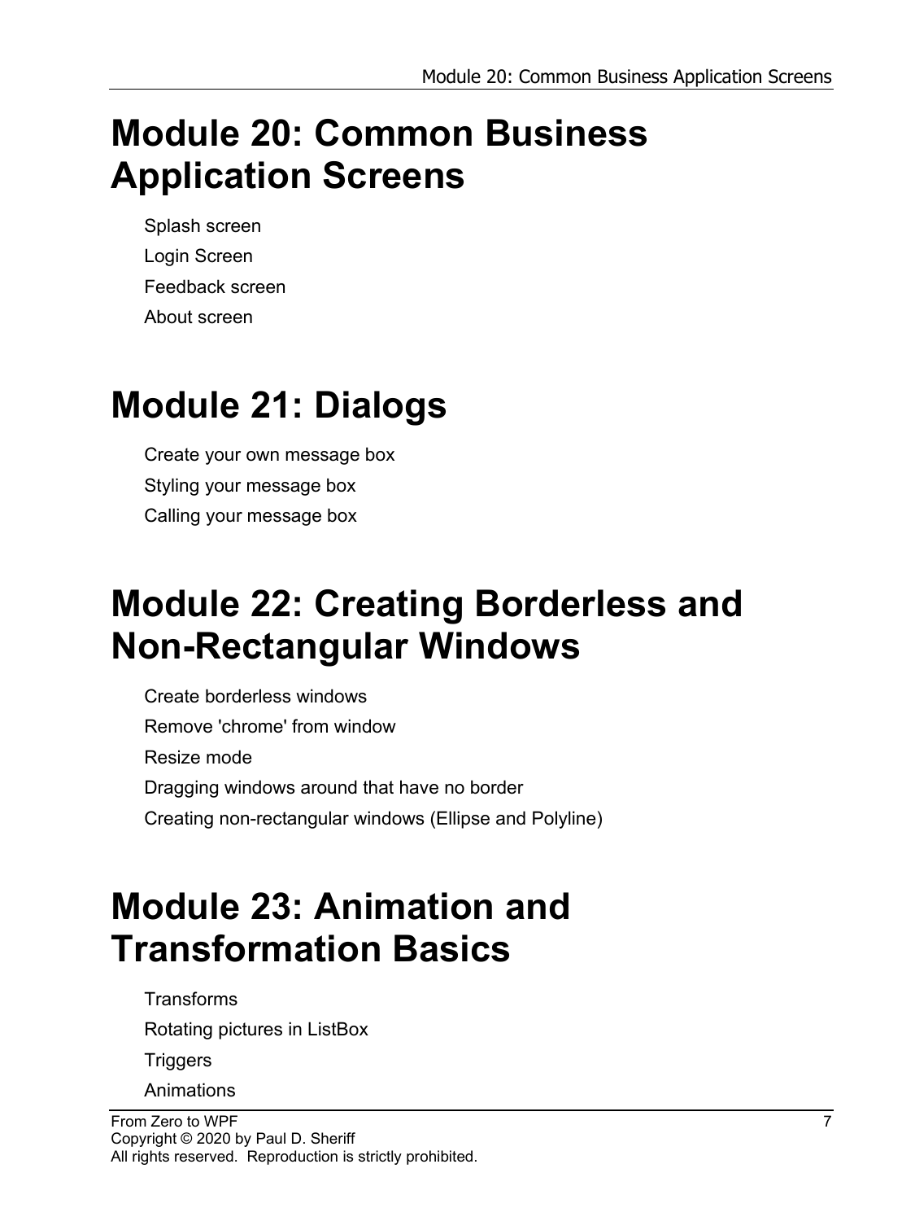# Module 20: Common Business Application Screens

Splash screen

Login Screen

Feedback screen

About screen

# Module 21: Dialogs

Create your own message box

Styling your message box

Calling your message box

# Module 22: Creating Borderless and Non-Rectangular Windows

Create borderless windows

Remove 'chrome' from window

Resize mode

Dragging windows around that have no border

Creating non-rectangular windows (Ellipse and Polyline)

# Module 23: Animation and Transformation Basics

Transforms

Rotating pictures in ListBox

Triggers

Animations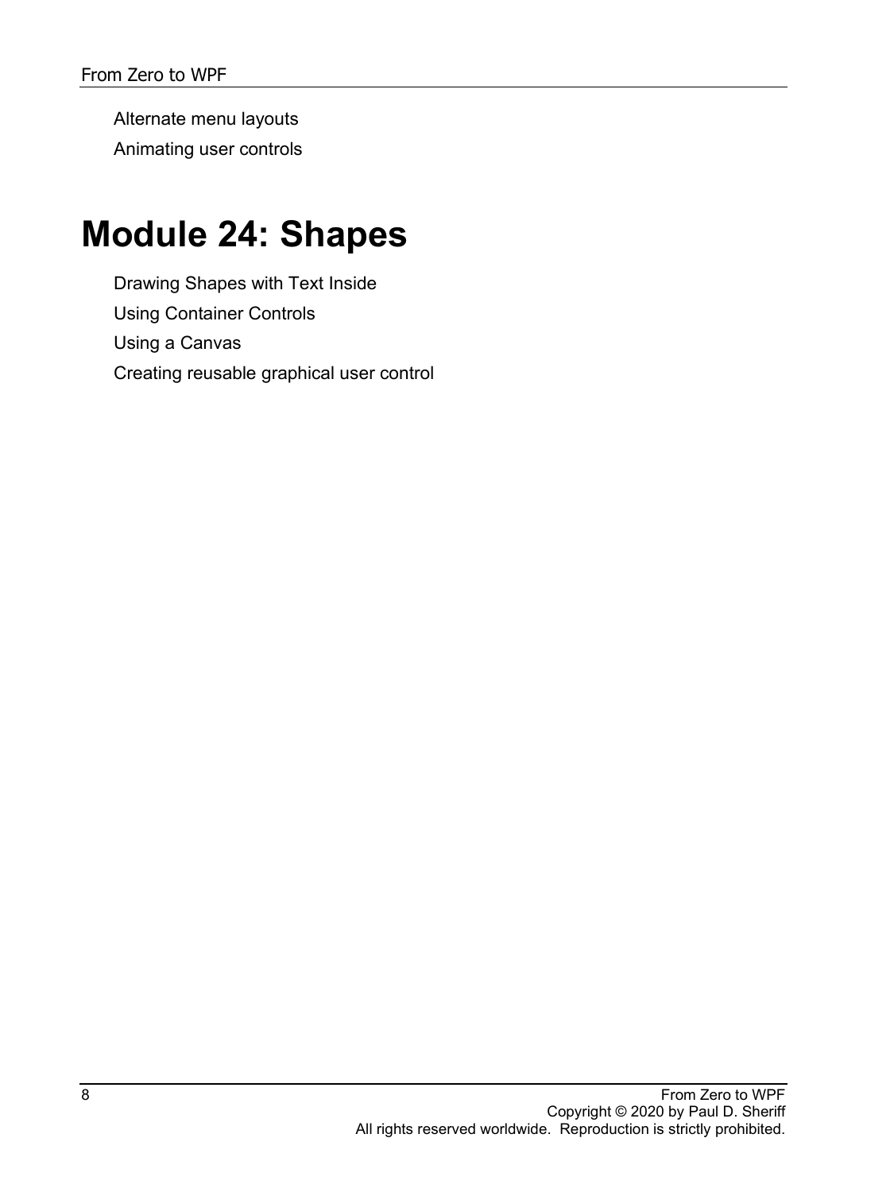Alternate menu layouts

Animating user controls

# Module 24: Shapes

Drawing Shapes with Text Inside

Using Container Controls

Using a Canvas

Creating reusable graphical user control